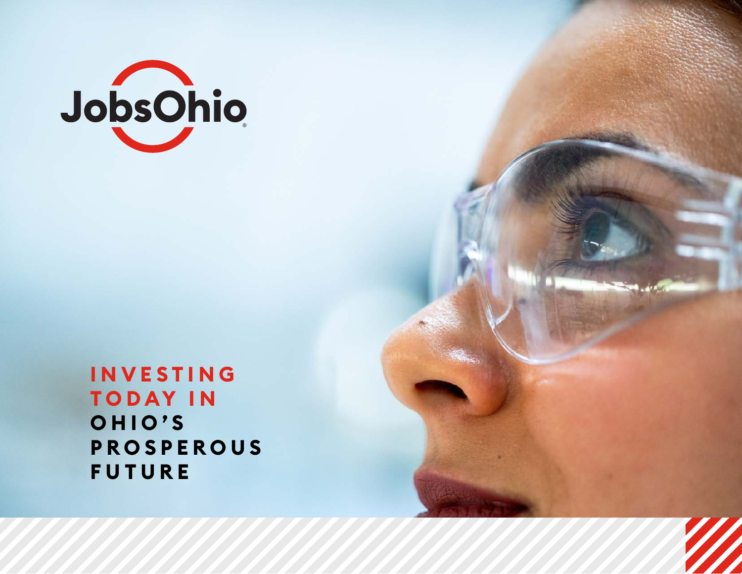JobsOhio

# INVESTING TODAY IN OHIO'S PROSPEROUS FUTURE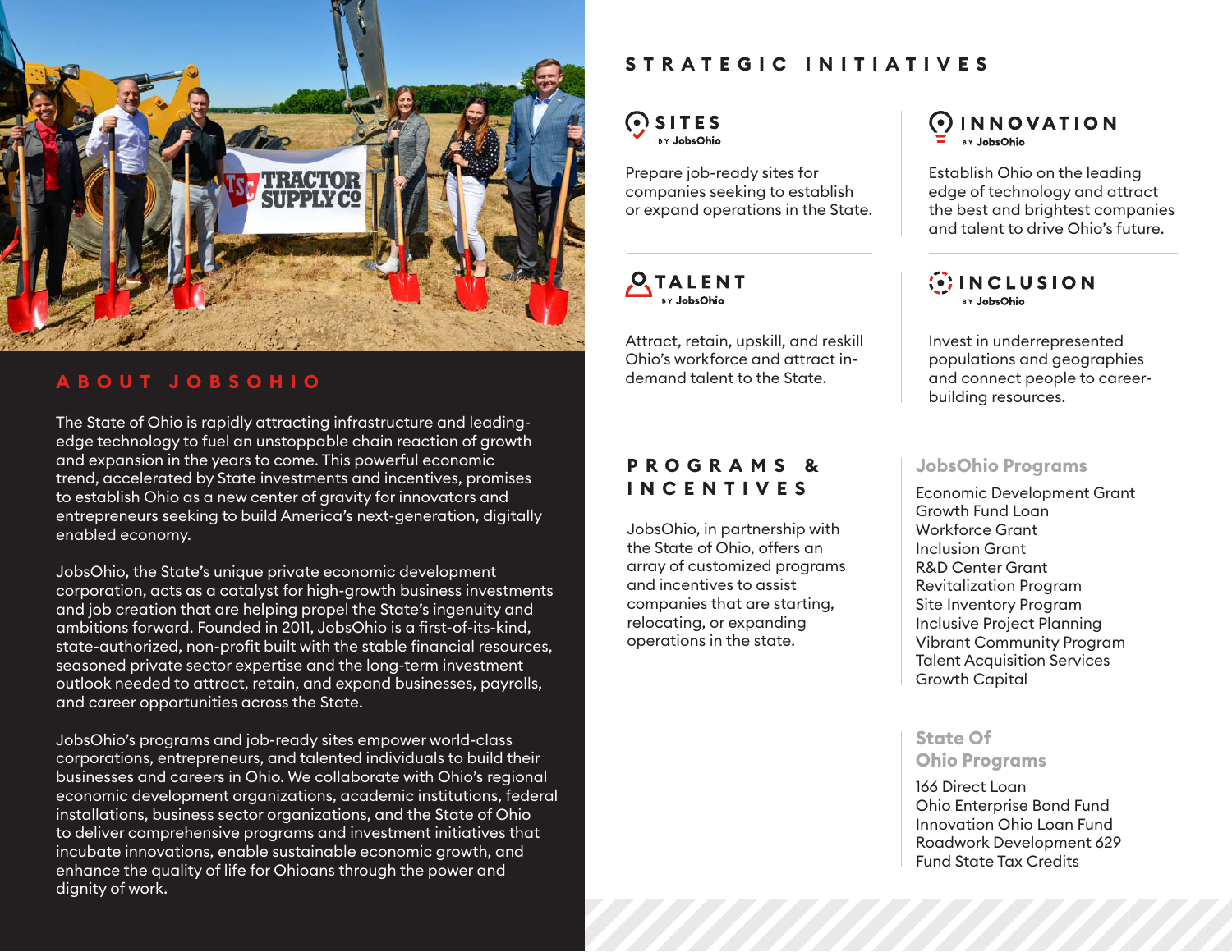## ABOUT JOBSOHIO

The State of Ohio is rapidly attracting infrastructure and leading-edge technology to fuel an unstoppable chain reaction of growth and expansion in the years to come. This powerful economic trend, accelerated by State investments and incentives, promises to establish Ohio as a new center of gravity for innovators and entrepreneurs seeking to build America's next-generation, digitally enabled economy.

JobsOhio, the State's unique private economic development corporation, acts as a catalyst for high-growth business investments and job creation that are helping propel the State's ingenuity and ambitions forward. Founded in 2011, JobsOhio is a first-of-its-kind, state-authorized, non-profit built with the stable financial resources, seasoned private sector expertise and the long-term investment outlook needed to attract, retain, and expand businesses, payrolls, and career opportunities across the State.

JobsOhio's programs and job-ready sites empower world-class corporations, entrepreneurs, and talented individuals to build their businesses and careers in Ohio. We collaborate with Ohio's regional economic development organizations, academic institutions, federal installations, business sector organizations, and the State of Ohio to deliver comprehensive programs and investment initiatives that incubate innovations, enable sustainable economic growth, and enhance the quality of life for Ohioans through the power and dignity of work.

## STRATEGIC INITIATIVES

### SITES BY JobsOhio

Prepare job-ready sites for companies seeking to establish or expand operations in the State.

### INNOVATION BY JobsOhio

Establish Ohio on the leading edge of technology and attract the best and brightest companies and talent to drive Ohio's future.

### TALENT BY JobsOhio

Attract, retain, upskill, and reskill Ohio's workforce and attract in-demand talent to the State.

### INCLUSION BY JobsOhio

Invest in underrepresented populations and geographies and connect people to career-building resources.

## PROGRAMS & INCENTIVES

JobsOhio, in partnership with the State of Ohio, offers an array of customized programs and incentives to assist companies that are starting, relocating, or expanding operations in the state.

### JobsOhio Programs

- Economic Development Grant
- Growth Fund Loan
- Workforce Grant
- Inclusion Grant
- R&D Center Grant
- Revitalization Program
- Site Inventory Program
- Inclusive Project Planning
- Vibrant Community Program
- Talent Acquisition Services
- Growth Capital

### State Of Ohio Programs

- 166 Direct Loan
- Ohio Enterprise Bond Fund
- Innovation Ohio Loan Fund
- Roadwork Development 629
- Fund State Tax Credits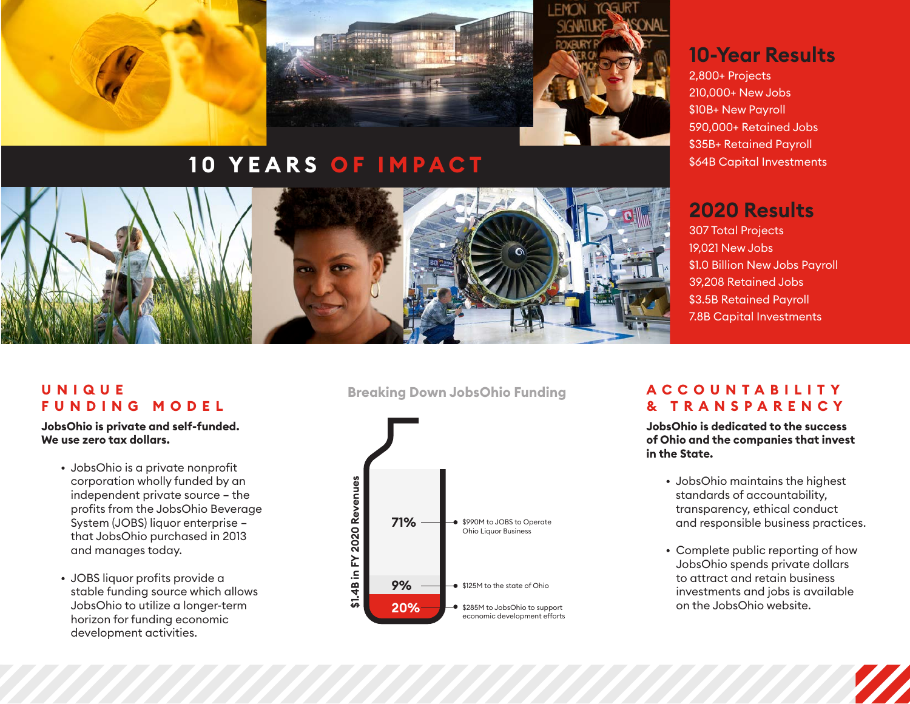# 10 YEARS OF IMPACT

## 10-Year Results

2,800+ Projects
210,000+ New Jobs
$10B+ New Payroll
590,000+ Retained Jobs
$35B+ Retained Payroll
$64B Capital Investments

## 2020 Results

307 Total Projects
19,021 New Jobs
$1.0 Billion New Jobs Payroll
39,208 Retained Jobs
$3.5B Retained Payroll
7.8B Capital Investments

## UNIQUE FUNDING MODEL

**JobsOhio is private and self-funded. We use zero tax dollars.**

- JobsOhio is a private nonprofit corporation wholly funded by an independent private source – the profits from the JobsOhio Beverage System (JOBS) liquor enterprise – that JobsOhio purchased in 2013 and manages today.
- JOBS liquor profits provide a stable funding source which allows JobsOhio to utilize a longer-term horizon for funding economic development activities.

## Breaking Down JobsOhio Funding

$1.4B in FY 2020 Revenues

- 71% — $990M to JOBS to Operate Ohio Liquor Business
- 9% — $125M to the state of Ohio
- 20% — $285M to JobsOhio to support economic development efforts

## ACCOUNTABILITY & TRANSPARENCY

**JobsOhio is dedicated to the success of Ohio and the companies that invest in the State.**

- JobsOhio maintains the highest standards of accountability, transparency, ethical conduct and responsible business practices.
- Complete public reporting of how JobsOhio spends private dollars to attract and retain business investments and jobs is available on the JobsOhio website.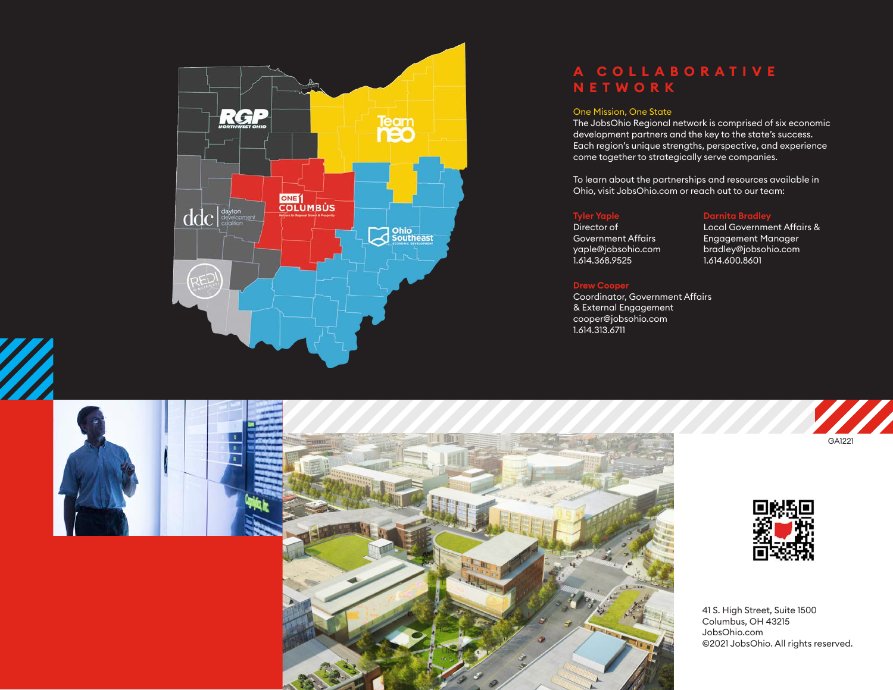# A COLLABORATIVE NETWORK

**One Mission, One State**

The JobsOhio Regional network is comprised of six economic development partners and the key to the state's success. Each region's unique strengths, perspective, and experience come together to strategically serve companies.

To learn about the partnerships and resources available in Ohio, visit JobsOhio.com or reach out to our team:

**Tyler Yaple**
Director of
Government Affairs
yaple@jobsohio.com
1.614.368.9525

**Darnita Bradley**
Local Government Affairs &
Engagement Manager
bradley@jobsohio.com
1.614.600.8601

**Drew Cooper**
Coordinator, Government Affairs
& External Engagement
cooper@jobsohio.com
1.614.313.6711

GA1221

41 S. High Street, Suite 1500
Columbus, OH 43215
JobsOhio.com
©2021 JobsOhio. All rights reserved.